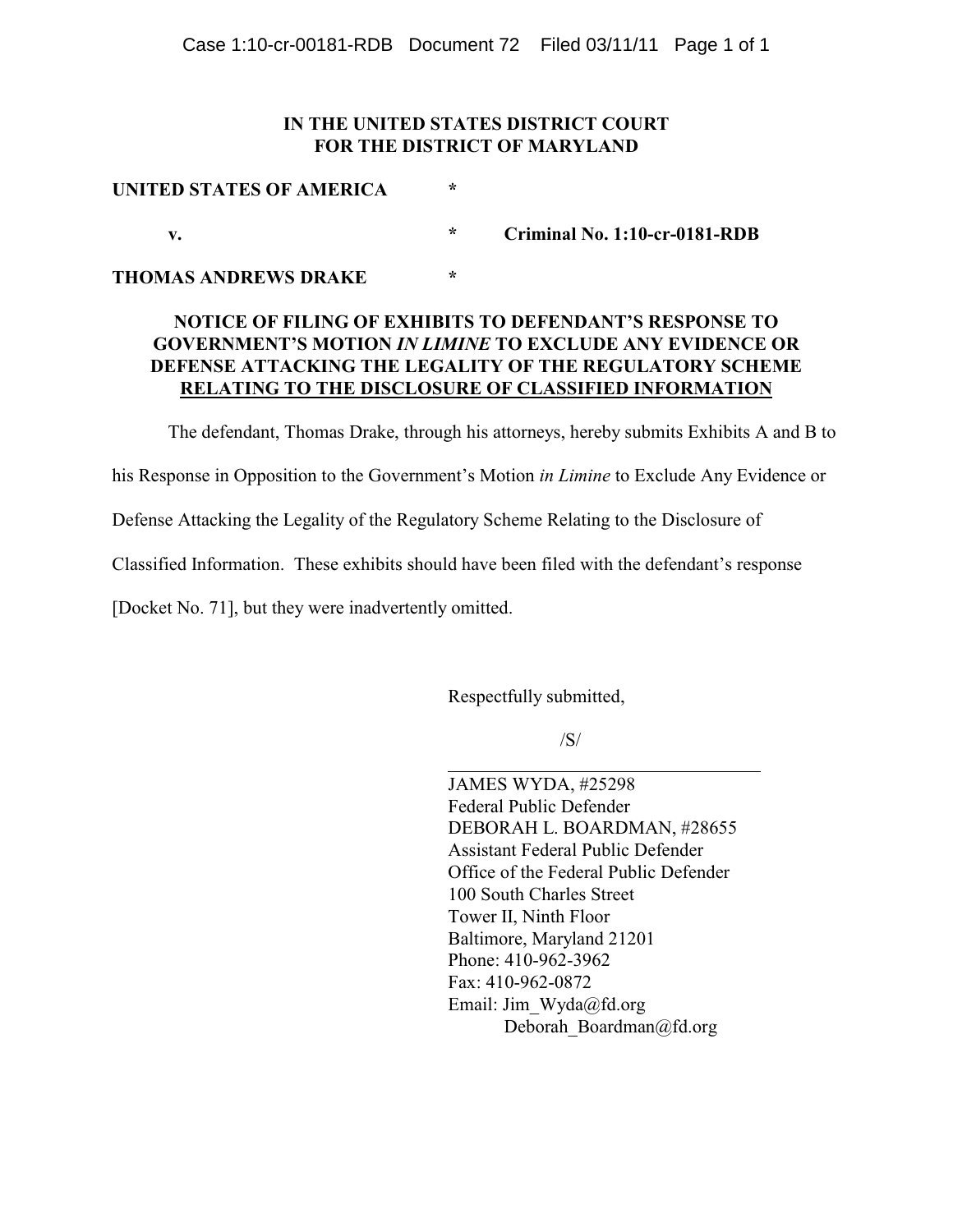**IN THE UNITED STATES DISTRICT COURT**
**FOR THE DISTRICT OF MARYLAND**

**UNITED STATES OF AMERICA** *

**v.** * **Criminal No. 1:10-cr-0181-RDB**

**THOMAS ANDREWS DRAKE** *

**NOTICE OF FILING OF EXHIBITS TO DEFENDANT'S RESPONSE TO GOVERNMENT'S MOTION *IN LIMINE* TO EXCLUDE ANY EVIDENCE OR DEFENSE ATTACKING THE LEGALITY OF THE REGULATORY SCHEME RELATING TO THE DISCLOSURE OF CLASSIFIED INFORMATION**

The defendant, Thomas Drake, through his attorneys, hereby submits Exhibits A and B to his Response in Opposition to the Government's Motion *in Limine* to Exclude Any Evidence or Defense Attacking the Legality of the Regulatory Scheme Relating to the Disclosure of Classified Information. These exhibits should have been filed with the defendant's response [Docket No. 71], but they were inadvertently omitted.

Respectfully submitted,

/S/

JAMES WYDA, #25298
Federal Public Defender
DEBORAH L. BOARDMAN, #28655
Assistant Federal Public Defender
Office of the Federal Public Defender
100 South Charles Street
Tower II, Ninth Floor
Baltimore, Maryland 21201
Phone: 410-962-3962
Fax: 410-962-0872
Email: Jim_Wyda@fd.org
Deborah_Boardman@fd.org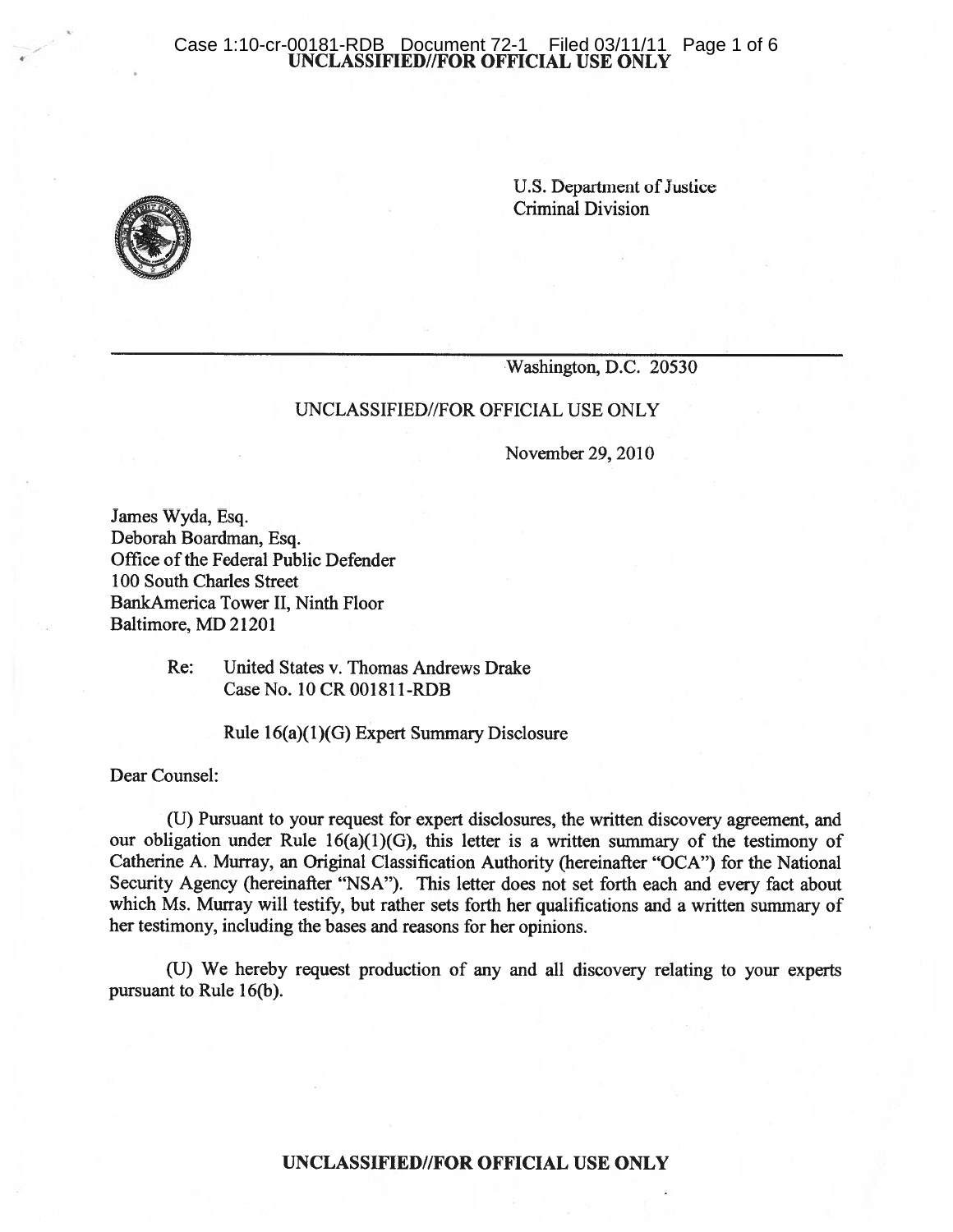UNCLASSIFIED//FOR OFFICIAL USE ONLY

U.S. Department of Justice
Criminal Division

Washington, D.C. 20530

UNCLASSIFIED//FOR OFFICIAL USE ONLY

November 29, 2010

James Wyda, Esq.
Deborah Boardman, Esq.
Office of the Federal Public Defender
100 South Charles Street
BankAmerica Tower II, Ninth Floor
Baltimore, MD 21201

Re: United States v. Thomas Andrews Drake
Case No. 10 CR 001811-RDB

Rule 16(a)(1)(G) Expert Summary Disclosure

Dear Counsel:

(U) Pursuant to your request for expert disclosures, the written discovery agreement, and our obligation under Rule 16(a)(1)(G), this letter is a written summary of the testimony of Catherine A. Murray, an Original Classification Authority (hereinafter "OCA") for the National Security Agency (hereinafter "NSA"). This letter does not set forth each and every fact about which Ms. Murray will testify, but rather sets forth her qualifications and a written summary of her testimony, including the bases and reasons for her opinions.

(U) We hereby request production of any and all discovery relating to your experts pursuant to Rule 16(b).

UNCLASSIFIED//FOR OFFICIAL USE ONLY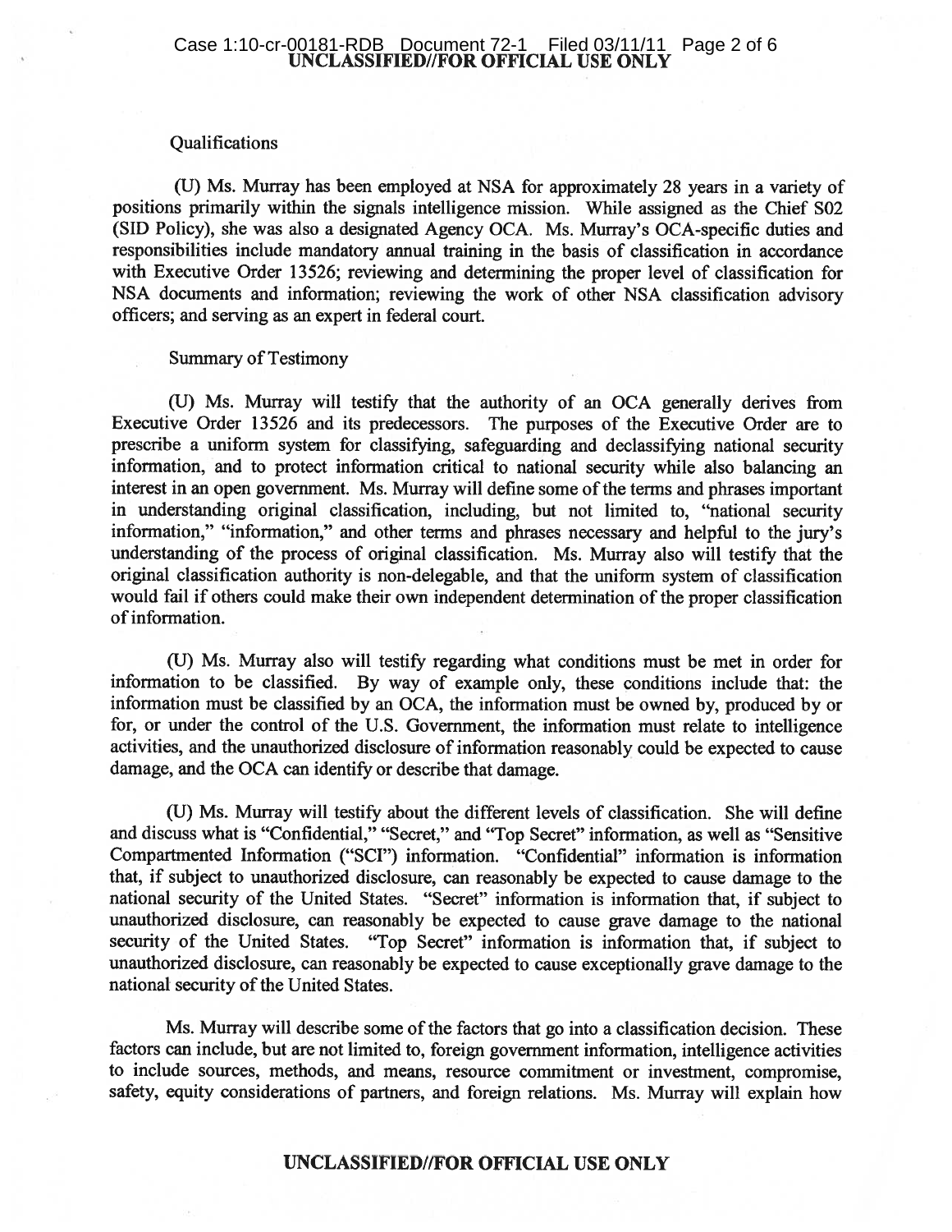Qualifications

(U) Ms. Murray has been employed at NSA for approximately 28 years in a variety of positions primarily within the signals intelligence mission. While assigned as the Chief S02 (SID Policy), she was also a designated Agency OCA. Ms. Murray's OCA-specific duties and responsibilities include mandatory annual training in the basis of classification in accordance with Executive Order 13526; reviewing and determining the proper level of classification for NSA documents and information; reviewing the work of other NSA classification advisory officers; and serving as an expert in federal court.

Summary of Testimony

(U) Ms. Murray will testify that the authority of an OCA generally derives from Executive Order 13526 and its predecessors. The purposes of the Executive Order are to prescribe a uniform system for classifying, safeguarding and declassifying national security information, and to protect information critical to national security while also balancing an interest in an open government. Ms. Murray will define some of the terms and phrases important in understanding original classification, including, but not limited to, "national security information," "information," and other terms and phrases necessary and helpful to the jury's understanding of the process of original classification. Ms. Murray also will testify that the original classification authority is non-delegable, and that the uniform system of classification would fail if others could make their own independent determination of the proper classification of information.

(U) Ms. Murray also will testify regarding what conditions must be met in order for information to be classified. By way of example only, these conditions include that: the information must be classified by an OCA, the information must be owned by, produced by or for, or under the control of the U.S. Government, the information must relate to intelligence activities, and the unauthorized disclosure of information reasonably could be expected to cause damage, and the OCA can identify or describe that damage.

(U) Ms. Murray will testify about the different levels of classification. She will define and discuss what is "Confidential," "Secret," and "Top Secret" information, as well as "Sensitive Compartmented Information ("SCI") information. "Confidential" information is information that, if subject to unauthorized disclosure, can reasonably be expected to cause damage to the national security of the United States. "Secret" information is information that, if subject to unauthorized disclosure, can reasonably be expected to cause grave damage to the national security of the United States. "Top Secret" information is information that, if subject to unauthorized disclosure, can reasonably be expected to cause exceptionally grave damage to the national security of the United States.

Ms. Murray will describe some of the factors that go into a classification decision. These factors can include, but are not limited to, foreign government information, intelligence activities to include sources, methods, and means, resource commitment or investment, compromise, safety, equity considerations of partners, and foreign relations. Ms. Murray will explain how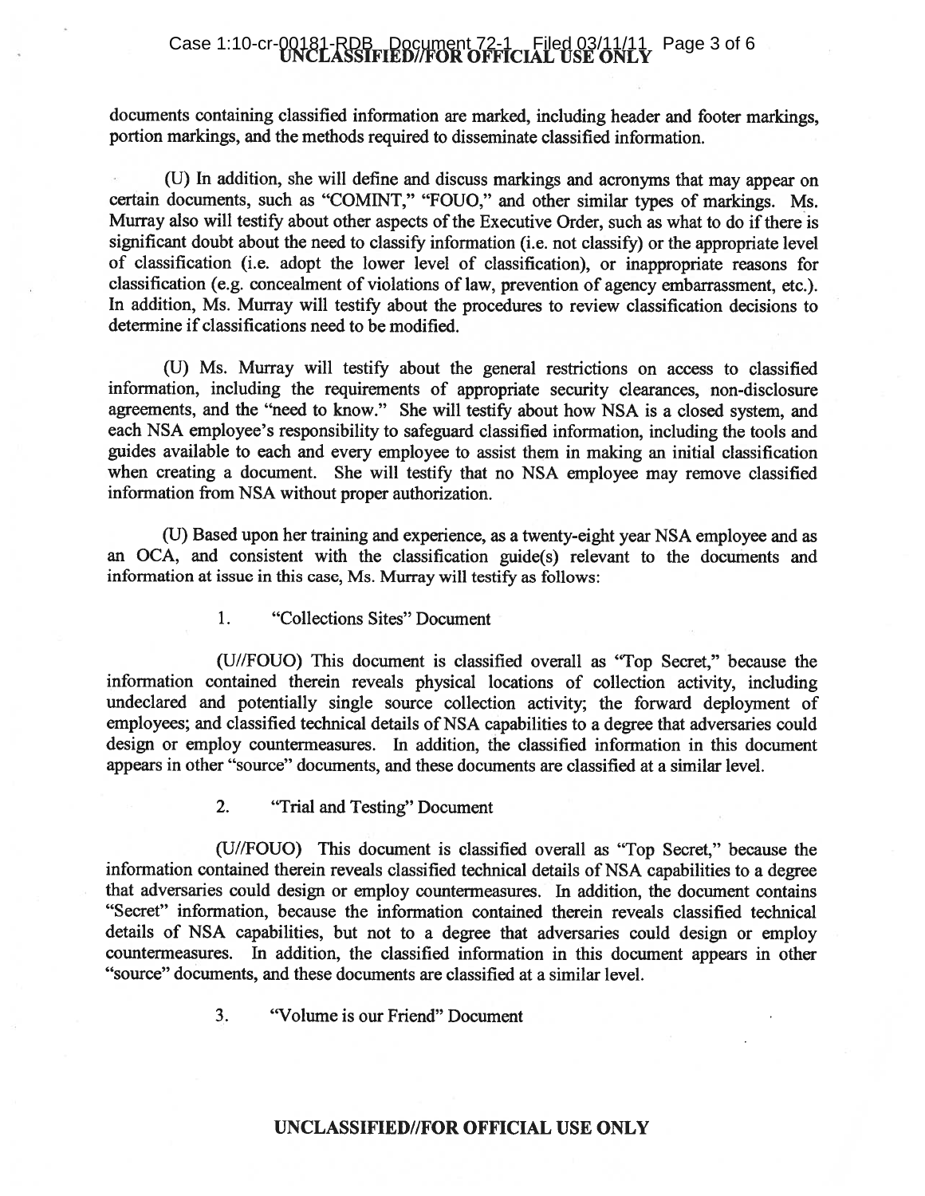documents containing classified information are marked, including header and footer markings, portion markings, and the methods required to disseminate classified information.

(U) In addition, she will define and discuss markings and acronyms that may appear on certain documents, such as "COMINT," "FOUO," and other similar types of markings. Ms. Murray also will testify about other aspects of the Executive Order, such as what to do if there is significant doubt about the need to classify information (i.e. not classify) or the appropriate level of classification (i.e. adopt the lower level of classification), or inappropriate reasons for classification (e.g. concealment of violations of law, prevention of agency embarrassment, etc.). In addition, Ms. Murray will testify about the procedures to review classification decisions to determine if classifications need to be modified.

(U) Ms. Murray will testify about the general restrictions on access to classified information, including the requirements of appropriate security clearances, non-disclosure agreements, and the "need to know." She will testify about how NSA is a closed system, and each NSA employee's responsibility to safeguard classified information, including the tools and guides available to each and every employee to assist them in making an initial classification when creating a document. She will testify that no NSA employee may remove classified information from NSA without proper authorization.

(U) Based upon her training and experience, as a twenty-eight year NSA employee and as an OCA, and consistent with the classification guide(s) relevant to the documents and information at issue in this case, Ms. Murray will testify as follows:

1. "Collections Sites" Document

(U//FOUO) This document is classified overall as "Top Secret," because the information contained therein reveals physical locations of collection activity, including undeclared and potentially single source collection activity; the forward deployment of employees; and classified technical details of NSA capabilities to a degree that adversaries could design or employ countermeasures. In addition, the classified information in this document appears in other "source" documents, and these documents are classified at a similar level.

2. "Trial and Testing" Document

(U//FOUO) This document is classified overall as "Top Secret," because the information contained therein reveals classified technical details of NSA capabilities to a degree that adversaries could design or employ countermeasures. In addition, the document contains "Secret" information, because the information contained therein reveals classified technical details of NSA capabilities, but not to a degree that adversaries could design or employ countermeasures. In addition, the classified information in this document appears in other "source" documents, and these documents are classified at a similar level.

3. "Volume is our Friend" Document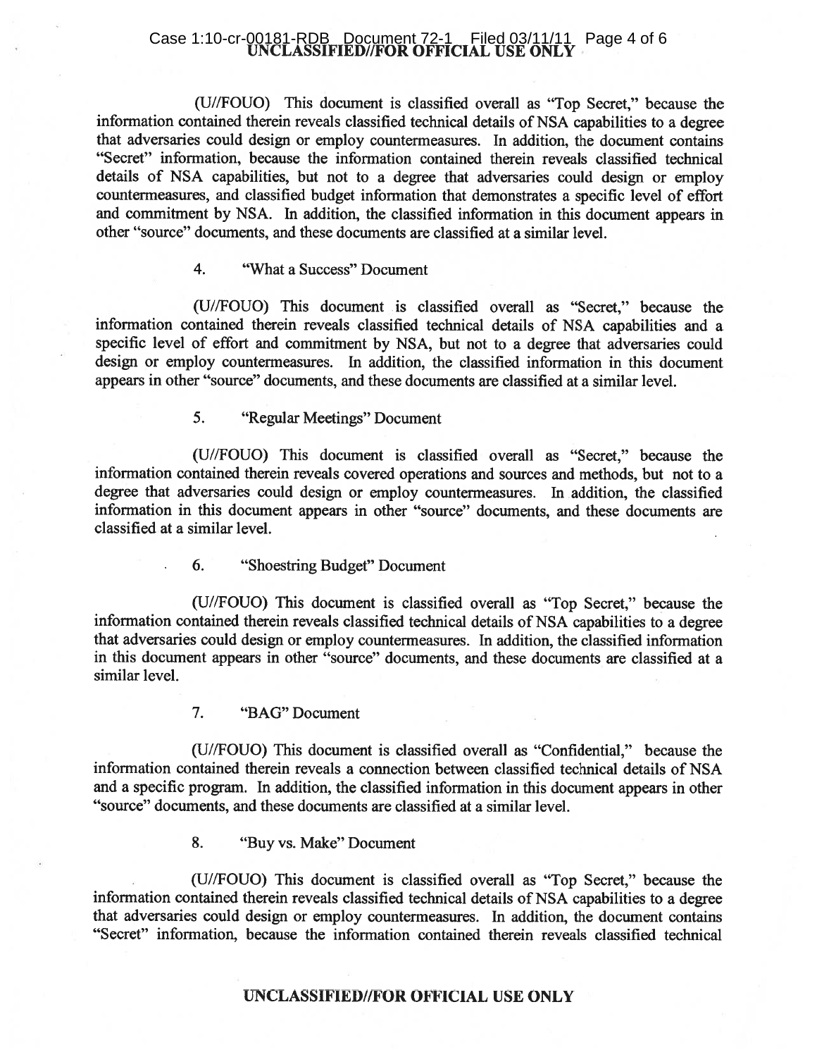(U//FOUO) This document is classified overall as "Top Secret," because the information contained therein reveals classified technical details of NSA capabilities to a degree that adversaries could design or employ countermeasures. In addition, the document contains "Secret" information, because the information contained therein reveals classified technical details of NSA capabilities, but not to a degree that adversaries could design or employ countermeasures, and classified budget information that demonstrates a specific level of effort and commitment by NSA. In addition, the classified information in this document appears in other "source" documents, and these documents are classified at a similar level.

4. "What a Success" Document

(U//FOUO) This document is classified overall as "Secret," because the information contained therein reveals classified technical details of NSA capabilities and a specific level of effort and commitment by NSA, but not to a degree that adversaries could design or employ countermeasures. In addition, the classified information in this document appears in other "source" documents, and these documents are classified at a similar level.

5. "Regular Meetings" Document

(U//FOUO) This document is classified overall as "Secret," because the information contained therein reveals covered operations and sources and methods, but not to a degree that adversaries could design or employ countermeasures. In addition, the classified information in this document appears in other "source" documents, and these documents are classified at a similar level.

6. "Shoestring Budget" Document

(U//FOUO) This document is classified overall as "Top Secret," because the information contained therein reveals classified technical details of NSA capabilities to a degree that adversaries could design or employ countermeasures. In addition, the classified information in this document appears in other "source" documents, and these documents are classified at a similar level.

7. "BAG" Document

(U//FOUO) This document is classified overall as "Confidential," because the information contained therein reveals a connection between classified technical details of NSA and a specific program. In addition, the classified information in this document appears in other "source" documents, and these documents are classified at a similar level.

8. "Buy vs. Make" Document

(U//FOUO) This document is classified overall as "Top Secret," because the information contained therein reveals classified technical details of NSA capabilities to a degree that adversaries could design or employ countermeasures. In addition, the document contains "Secret" information, because the information contained therein reveals classified technical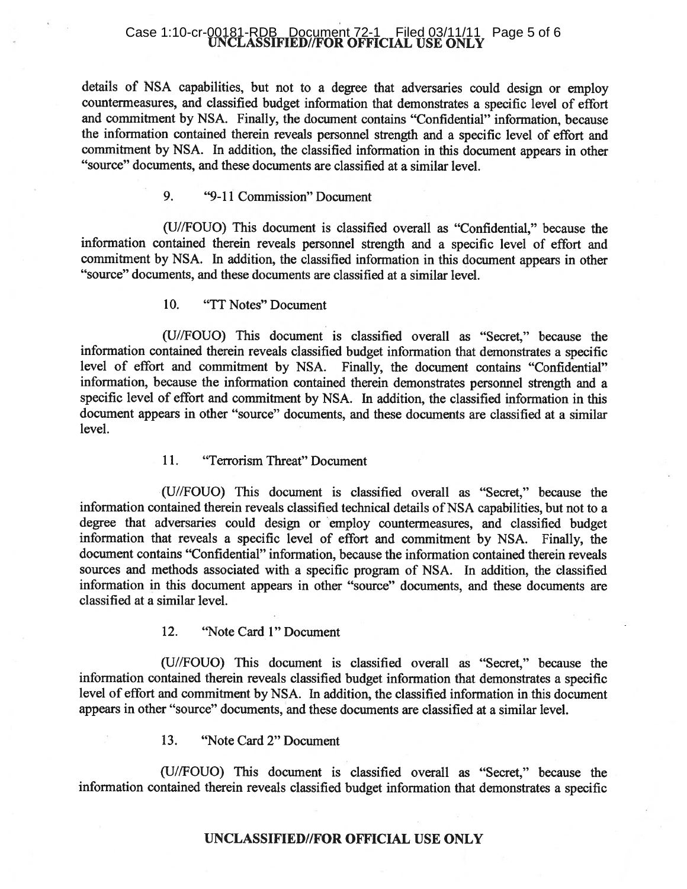details of NSA capabilities, but not to a degree that adversaries could design or employ countermeasures, and classified budget information that demonstrates a specific level of effort and commitment by NSA. Finally, the document contains "Confidential" information, because the information contained therein reveals personnel strength and a specific level of effort and commitment by NSA. In addition, the classified information in this document appears in other "source" documents, and these documents are classified at a similar level.

9. "9-11 Commission" Document

(U//FOUO) This document is classified overall as "Confidential," because the information contained therein reveals personnel strength and a specific level of effort and commitment by NSA. In addition, the classified information in this document appears in other "source" documents, and these documents are classified at a similar level.

10. "TT Notes" Document

(U//FOUO) This document is classified overall as "Secret," because the information contained therein reveals classified budget information that demonstrates a specific level of effort and commitment by NSA. Finally, the document contains "Confidential" information, because the information contained therein demonstrates personnel strength and a specific level of effort and commitment by NSA. In addition, the classified information in this document appears in other "source" documents, and these documents are classified at a similar level.

11. "Terrorism Threat" Document

(U//FOUO) This document is classified overall as "Secret," because the information contained therein reveals classified technical details of NSA capabilities, but not to a degree that adversaries could design or employ countermeasures, and classified budget information that reveals a specific level of effort and commitment by NSA. Finally, the document contains "Confidential" information, because the information contained therein reveals sources and methods associated with a specific program of NSA. In addition, the classified information in this document appears in other "source" documents, and these documents are classified at a similar level.

12. "Note Card 1" Document

(U//FOUO) This document is classified overall as "Secret," because the information contained therein reveals classified budget information that demonstrates a specific level of effort and commitment by NSA. In addition, the classified information in this document appears in other "source" documents, and these documents are classified at a similar level.

13. "Note Card 2" Document

(U//FOUO) This document is classified overall as "Secret," because the information contained therein reveals classified budget information that demonstrates a specific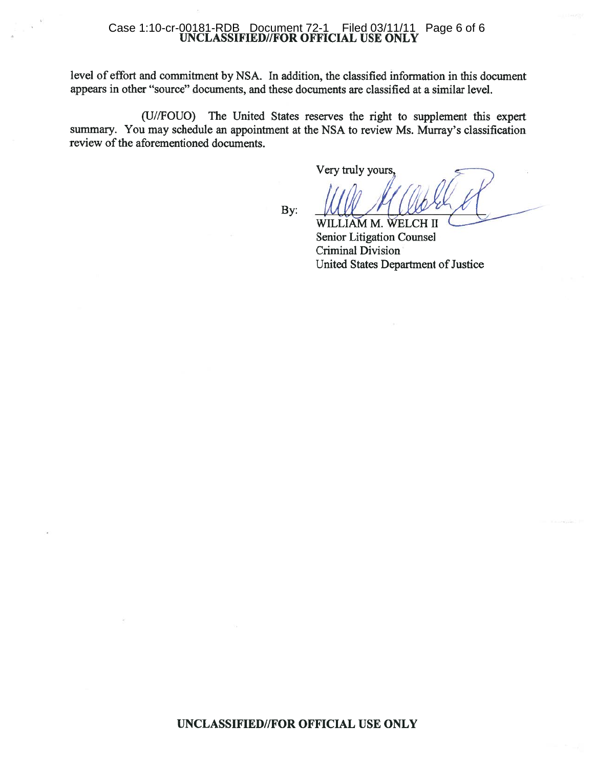level of effort and commitment by NSA. In addition, the classified information in this document appears in other "source" documents, and these documents are classified at a similar level.

(U//FOUO) The United States reserves the right to supplement this expert summary. You may schedule an appointment at the NSA to review Ms. Murray's classification review of the aforementioned documents.

Very truly yours,

By: WILLIAM M. WELCH II
Senior Litigation Counsel
Criminal Division
United States Department of Justice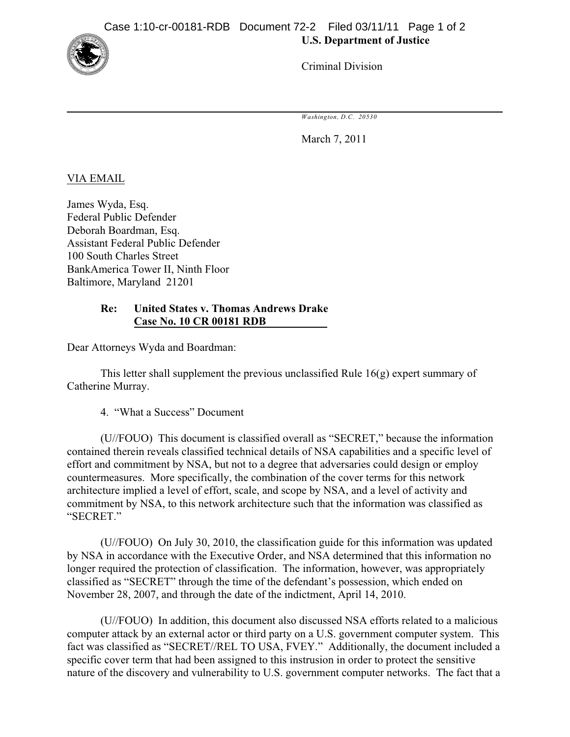**U.S. Department of Justice**

Criminal Division

*Washington, D.C. 20530*

March 7, 2011

VIA EMAIL

James Wyda, Esq.
Federal Public Defender
Deborah Boardman, Esq.
Assistant Federal Public Defender
100 South Charles Street
BankAmerica Tower II, Ninth Floor
Baltimore, Maryland 21201

**Re: United States v. Thomas Andrews Drake**
**Case No. 10 CR 00181 RDB**

Dear Attorneys Wyda and Boardman:

This letter shall supplement the previous unclassified Rule 16(g) expert summary of Catherine Murray.

4. "What a Success" Document

(U//FOUO) This document is classified overall as "SECRET," because the information contained therein reveals classified technical details of NSA capabilities and a specific level of effort and commitment by NSA, but not to a degree that adversaries could design or employ countermeasures. More specifically, the combination of the cover terms for this network architecture implied a level of effort, scale, and scope by NSA, and a level of activity and commitment by NSA, to this network architecture such that the information was classified as "SECRET."

(U//FOUO) On July 30, 2010, the classification guide for this information was updated by NSA in accordance with the Executive Order, and NSA determined that this information no longer required the protection of classification. The information, however, was appropriately classified as "SECRET" through the time of the defendant's possession, which ended on November 28, 2007, and through the date of the indictment, April 14, 2010.

(U//FOUO) In addition, this document also discussed NSA efforts related to a malicious computer attack by an external actor or third party on a U.S. government computer system. This fact was classified as "SECRET//REL TO USA, FVEY." Additionally, the document included a specific cover term that had been assigned to this instrusion in order to protect the sensitive nature of the discovery and vulnerability to U.S. government computer networks. The fact that a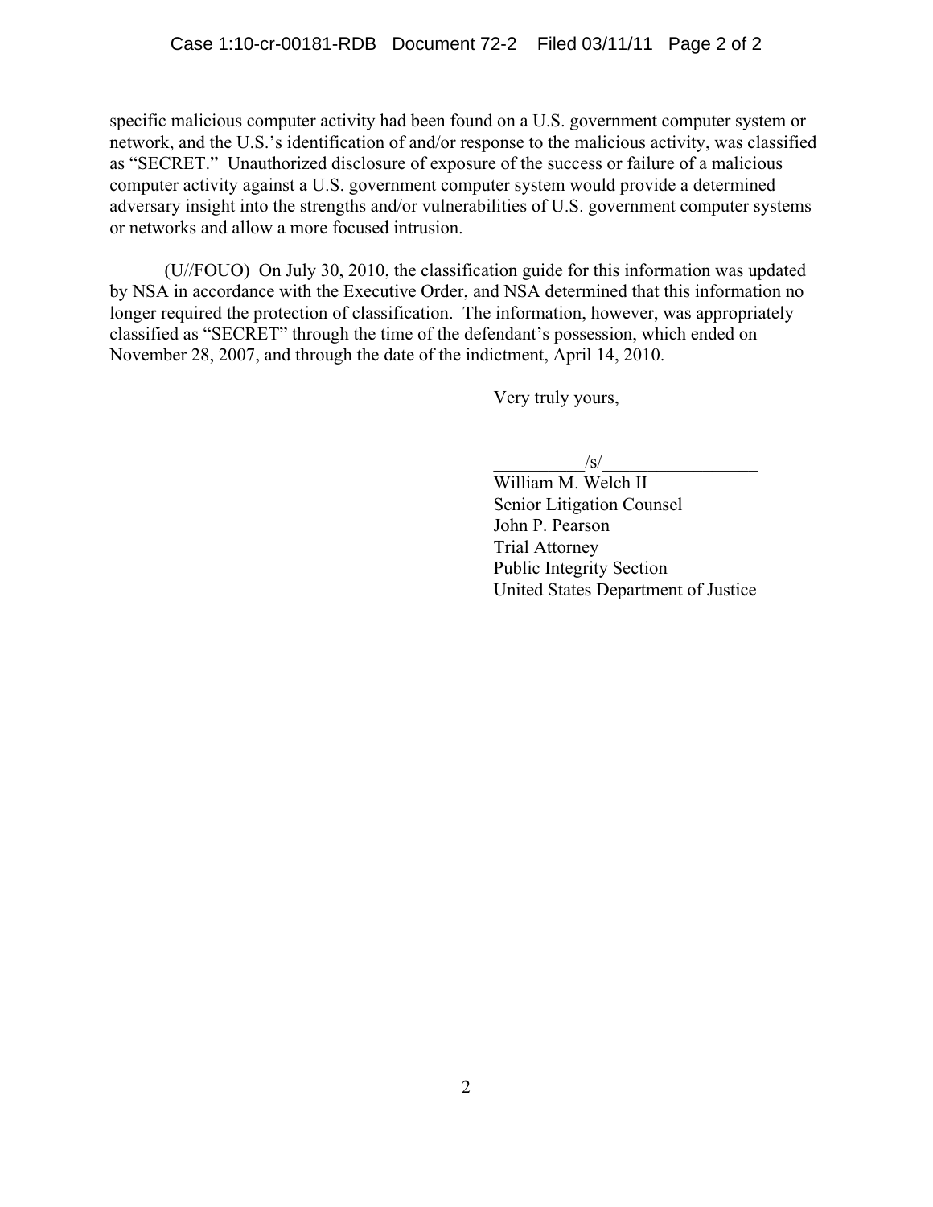specific malicious computer activity had been found on a U.S. government computer system or network, and the U.S.'s identification of and/or response to the malicious activity, was classified as "SECRET." Unauthorized disclosure of exposure of the success or failure of a malicious computer activity against a U.S. government computer system would provide a determined adversary insight into the strengths and/or vulnerabilities of U.S. government computer systems or networks and allow a more focused intrusion.

(U//FOUO) On July 30, 2010, the classification guide for this information was updated by NSA in accordance with the Executive Order, and NSA determined that this information no longer required the protection of classification. The information, however, was appropriately classified as "SECRET" through the time of the defendant's possession, which ended on November 28, 2007, and through the date of the indictment, April 14, 2010.

Very truly yours,

__________/s/_________________
William M. Welch II
Senior Litigation Counsel
John P. Pearson
Trial Attorney
Public Integrity Section
United States Department of Justice